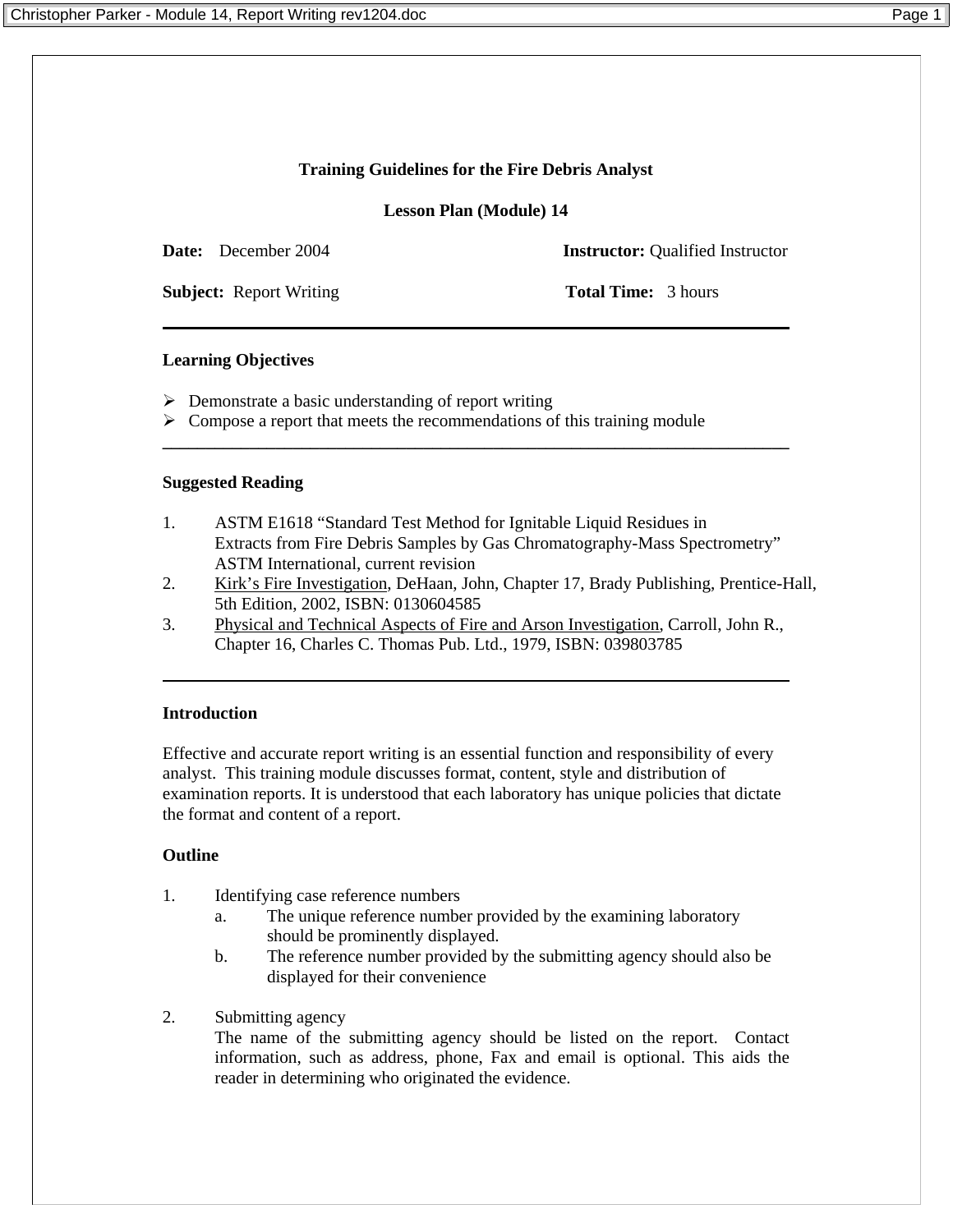# Training Guidelines for the Fire Debris Analyst

## Lesson Plan (Module) 14

**Date:** December 2004 **Instructor:** Qualified Instructor

**Subject:** Report Writing **Total Time:** 3 hours

---

### Learning Objectives

- Demonstrate a basic understanding of report writing
- Compose a report that meets the recommendations of this training module

---

### Suggested Reading

1. ASTM E1618 "Standard Test Method for Ignitable Liquid Residues in Extracts from Fire Debris Samples by Gas Chromatography-Mass Spectrometry" ASTM International, current revision
2. Kirk's Fire Investigation, DeHaan, John, Chapter 17, Brady Publishing, Prentice-Hall, 5th Edition, 2002, ISBN: 0130604585
3. Physical and Technical Aspects of Fire and Arson Investigation, Carroll, John R., Chapter 16, Charles C. Thomas Pub. Ltd., 1979, ISBN: 039803785

---

### Introduction

Effective and accurate report writing is an essential function and responsibility of every analyst. This training module discusses format, content, style and distribution of examination reports. It is understood that each laboratory has unique policies that dictate the format and content of a report.

### Outline

1. Identifying case reference numbers
   a. The unique reference number provided by the examining laboratory should be prominently displayed.
   b. The reference number provided by the submitting agency should also be displayed for their convenience

2. Submitting agency
   The name of the submitting agency should be listed on the report. Contact information, such as address, phone, Fax and email is optional. This aids the reader in determining who originated the evidence.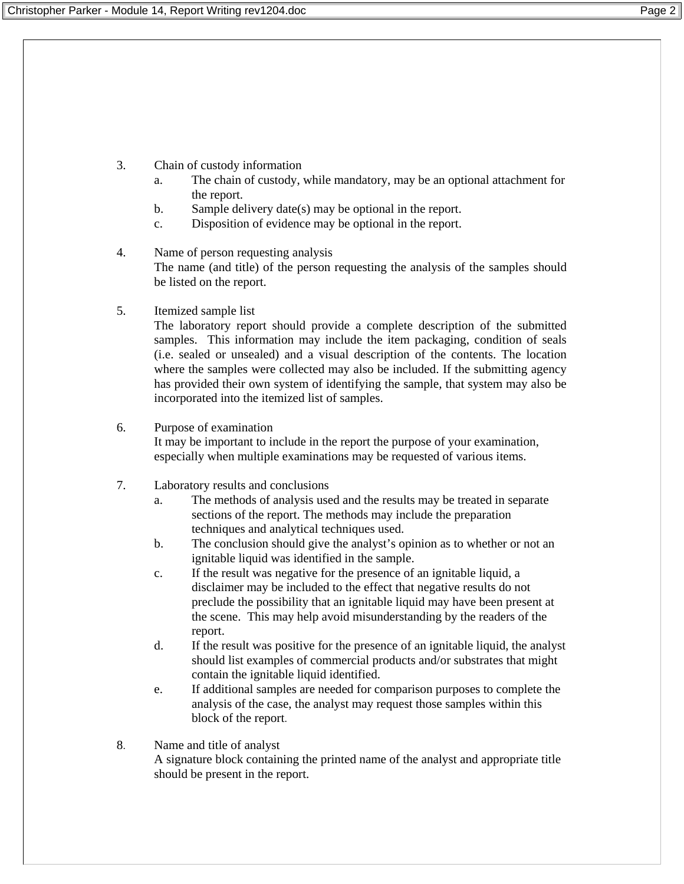3. Chain of custody information
    a. The chain of custody, while mandatory, may be an optional attachment for the report.
    b. Sample delivery date(s) may be optional in the report.
    c. Disposition of evidence may be optional in the report.

4. Name of person requesting analysis

    The name (and title) of the person requesting the analysis of the samples should be listed on the report.

5. Itemized sample list

    The laboratory report should provide a complete description of the submitted samples. This information may include the item packaging, condition of seals (i.e. sealed or unsealed) and a visual description of the contents. The location where the samples were collected may also be included. If the submitting agency has provided their own system of identifying the sample, that system may also be incorporated into the itemized list of samples.

6. Purpose of examination

    It may be important to include in the report the purpose of your examination, especially when multiple examinations may be requested of various items.

7. Laboratory results and conclusions
    a. The methods of analysis used and the results may be treated in separate sections of the report. The methods may include the preparation techniques and analytical techniques used.
    b. The conclusion should give the analyst's opinion as to whether or not an ignitable liquid was identified in the sample.
    c. If the result was negative for the presence of an ignitable liquid, a disclaimer may be included to the effect that negative results do not preclude the possibility that an ignitable liquid may have been present at the scene. This may help avoid misunderstanding by the readers of the report.
    d. If the result was positive for the presence of an ignitable liquid, the analyst should list examples of commercial products and/or substrates that might contain the ignitable liquid identified.
    e. If additional samples are needed for comparison purposes to complete the analysis of the case, the analyst may request those samples within this block of the report.

8. Name and title of analyst

    A signature block containing the printed name of the analyst and appropriate title should be present in the report.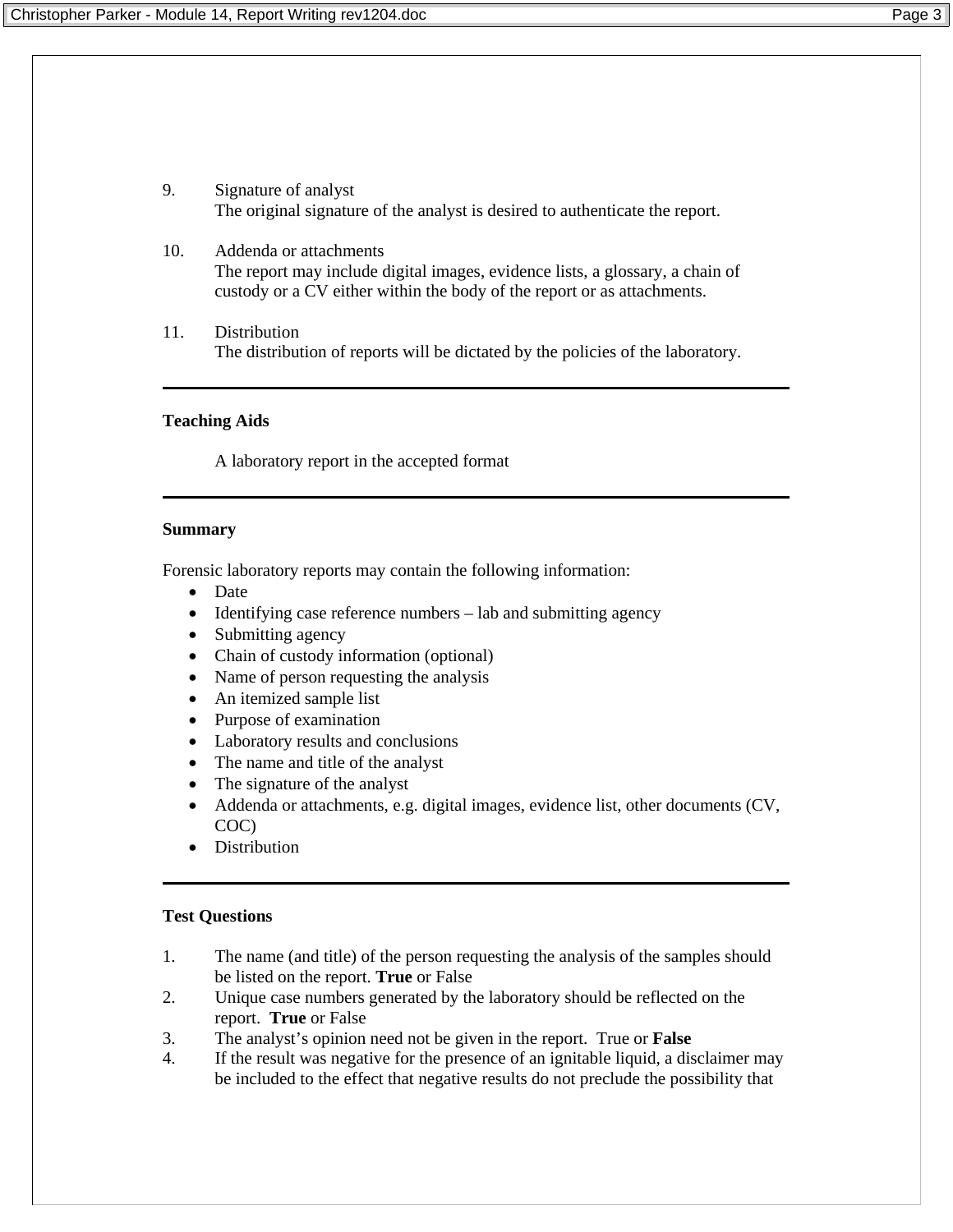9. Signature of analyst
   The original signature of the analyst is desired to authenticate the report.

10. Addenda or attachments
    The report may include digital images, evidence lists, a glossary, a chain of custody or a CV either within the body of the report or as attachments.

11. Distribution
    The distribution of reports will be dictated by the policies of the laboratory.

---

**Teaching Aids**

A laboratory report in the accepted format

---

**Summary**

Forensic laboratory reports may contain the following information:

- Date
- Identifying case reference numbers – lab and submitting agency
- Submitting agency
- Chain of custody information (optional)
- Name of person requesting the analysis
- An itemized sample list
- Purpose of examination
- Laboratory results and conclusions
- The name and title of the analyst
- The signature of the analyst
- Addenda or attachments, e.g. digital images, evidence list, other documents (CV, COC)
- Distribution

---

**Test Questions**

1. The name (and title) of the person requesting the analysis of the samples should be listed on the report. **True** or False
2. Unique case numbers generated by the laboratory should be reflected on the report. **True** or False
3. The analyst's opinion need not be given in the report. True or **False**
4. If the result was negative for the presence of an ignitable liquid, a disclaimer may be included to the effect that negative results do not preclude the possibility that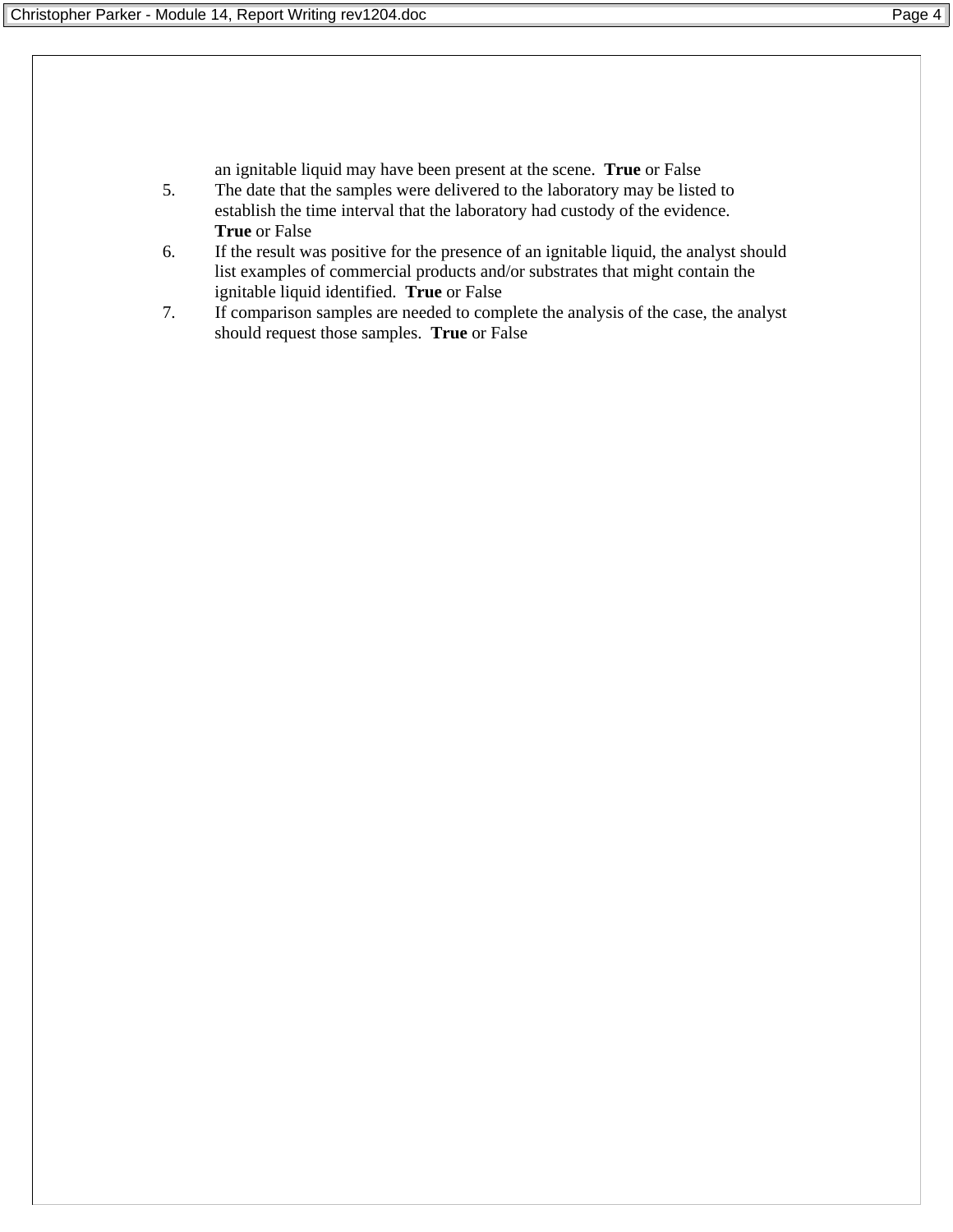an ignitable liquid may have been present at the scene. **True** or False

5. The date that the samples were delivered to the laboratory may be listed to establish the time interval that the laboratory had custody of the evidence. **True** or False
6. If the result was positive for the presence of an ignitable liquid, the analyst should list examples of commercial products and/or substrates that might contain the ignitable liquid identified. **True** or False
7. If comparison samples are needed to complete the analysis of the case, the analyst should request those samples. **True** or False